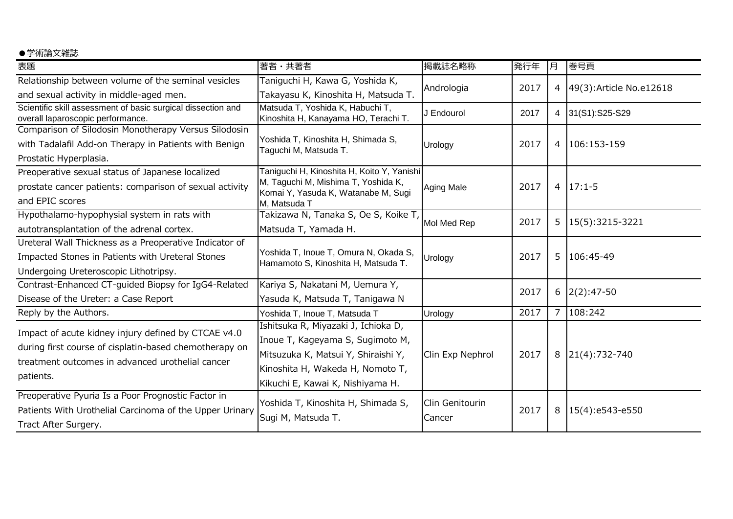●学術論文雑誌

| 表題 | 著者・共著者 | 掲載誌名略称 | 発行年 | 月 | 巻号頁 |
|---|---|---|---|---|---|
| Relationship between volume of the seminal vesicles and sexual activity in middle-aged men. | Taniguchi H, Kawa G, Yoshida K, Takayasu K, Kinoshita H, Matsuda T. | Andrologia | 2017 | 4 | 49(3):Article No.e12618 |
| Scientific skill assessment of basic surgical dissection and overall laparoscopic performance. | Matsuda T, Yoshida K, Habuchi T, Kinoshita H, Kanayama HO, Terachi T. | J Endourol | 2017 | 4 | 31(S1):S25-S29 |
| Comparison of Silodosin Monotherapy Versus Silodosin with Tadalafil Add-on Therapy in Patients with Benign Prostatic Hyperplasia. | Yoshida T, Kinoshita H, Shimada S, Taguchi M, Matsuda T. | Urology | 2017 | 4 | 106:153-159 |
| Preoperative sexual status of Japanese localized prostate cancer patients: comparison of sexual activity and EPIC scores | Taniguchi H, Kinoshita H, Koito Y, Yanishi M, Taguchi M, Mishima T, Yoshida K, Komai Y, Yasuda K, Watanabe M, Sugi M, Matsuda T | Aging Male | 2017 | 4 | 17:1-5 |
| Hypothalamo-hypophysial system in rats with autotransplantation of the adrenal cortex. | Takizawa N, Tanaka S, Oe S, Koike T, Matsuda T, Yamada H. | Mol Med Rep | 2017 | 5 | 15(5):3215-3221 |
| Ureteral Wall Thickness as a Preoperative Indicator of Impacted Stones in Patients with Ureteral Stones Undergoing Ureteroscopic Lithotripsy. | Yoshida T, Inoue T, Omura N, Okada S, Hamamoto S, Kinoshita H, Matsuda T. | Urology | 2017 | 5 | 106:45-49 |
| Contrast-Enhanced CT-guided Biopsy for IgG4-Related Disease of the Ureter: a Case Report | Kariya S, Nakatani M, Uemura Y, Yasuda K, Matsuda T, Tanigawa N | | 2017 | 6 | 2(2):47-50 |
| Reply by the Authors. | Yoshida T, Inoue T, Matsuda T | Urology | 2017 | 7 | 108:242 |
| Impact of acute kidney injury defined by CTCAE v4.0 during first course of cisplatin-based chemotherapy on treatment outcomes in advanced urothelial cancer patients. | Ishitsuka R, Miyazaki J, Ichioka D, Inoue T, Kageyama S, Sugimoto M, Mitsuzuka K, Matsui Y, Shiraishi Y, Kinoshita H, Wakeda H, Nomoto T, Kikuchi E, Kawai K, Nishiyama H. | Clin Exp Nephrol | 2017 | 8 | 21(4):732-740 |
| Preoperative Pyuria Is a Poor Prognostic Factor in Patients With Urothelial Carcinoma of the Upper Urinary Tract After Surgery. | Yoshida T, Kinoshita H, Shimada S, Sugi M, Matsuda T. | Clin Genitourin Cancer | 2017 | 8 | 15(4):e543-e550 |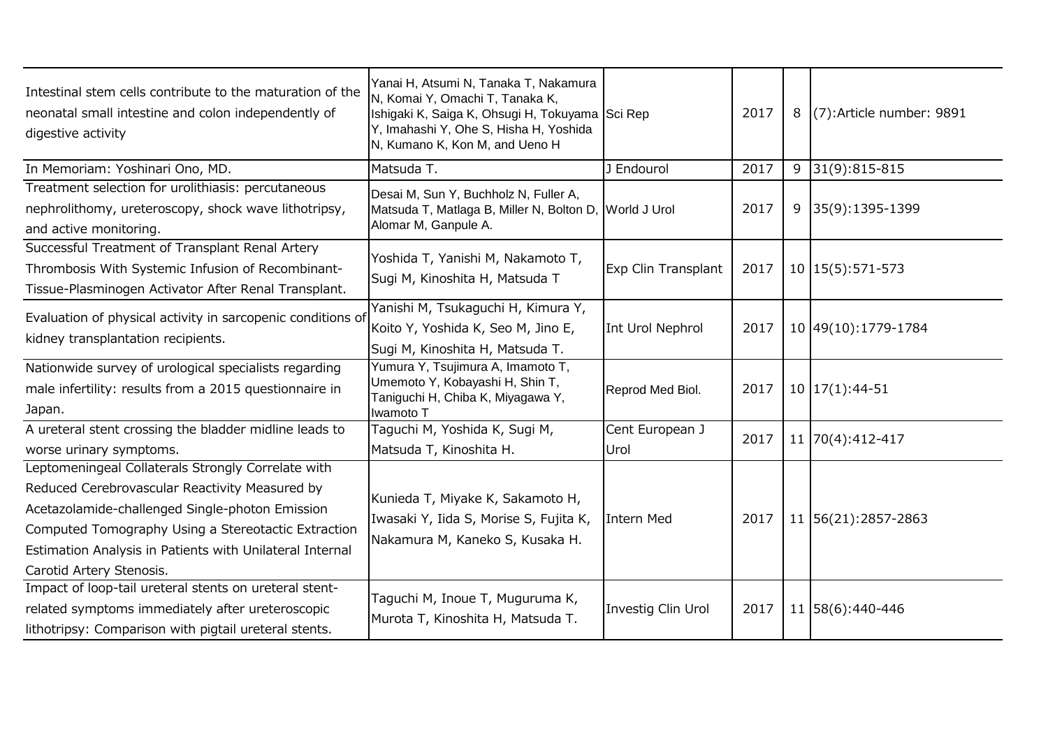| | | | | | |
|---|---|---|---|---|---|
| Intestinal stem cells contribute to the maturation of the neonatal small intestine and colon independently of digestive activity | Yanai H, Atsumi N, Tanaka T, Nakamura N, Komai Y, Omachi T, Tanaka K, Ishigaki K, Saiga K, Ohsugi H, Tokuyama Y, Imahashi Y, Ohe S, Hisha H, Yoshida N, Kumano K, Kon M, and Ueno H | Sci Rep | 2017 | 8 | (7):Article number: 9891 |
| In Memoriam: Yoshinari Ono, MD. | Matsuda T. | J Endourol | 2017 | 9 | 31(9):815-815 |
| Treatment selection for urolithiasis: percutaneous nephrolithomy, ureteroscopy, shock wave lithotripsy, and active monitoring. | Desai M, Sun Y, Buchholz N, Fuller A, Matsuda T, Matlaga B, Miller N, Bolton D, Alomar M, Ganpule A. | World J Urol | 2017 | 9 | 35(9):1395-1399 |
| Successful Treatment of Transplant Renal Artery Thrombosis With Systemic Infusion of Recombinant-Tissue-Plasminogen Activator After Renal Transplant. | Yoshida T, Yanishi M, Nakamoto T, Sugi M, Kinoshita H, Matsuda T | Exp Clin Transplant | 2017 | 10 | 15(5):571-573 |
| Evaluation of physical activity in sarcopenic conditions of kidney transplantation recipients. | Yanishi M, Tsukaguchi H, Kimura Y, Koito Y, Yoshida K, Seo M, Jino E, Sugi M, Kinoshita H, Matsuda T. | Int Urol Nephrol | 2017 | 10 | 49(10):1779-1784 |
| Nationwide survey of urological specialists regarding male infertility: results from a 2015 questionnaire in Japan. | Yumura Y, Tsujimura A, Imamoto T, Umemoto Y, Kobayashi H, Shin T, Taniguchi H, Chiba K, Miyagawa Y, Iwamoto T | Reprod Med Biol. | 2017 | 10 | 17(1):44-51 |
| A ureteral stent crossing the bladder midline leads to worse urinary symptoms. | Taguchi M, Yoshida K, Sugi M, Matsuda T, Kinoshita H. | Cent European J Urol | 2017 | 11 | 70(4):412-417 |
| Leptomeningeal Collaterals Strongly Correlate with Reduced Cerebrovascular Reactivity Measured by Acetazolamide-challenged Single-photon Emission Computed Tomography Using a Stereotactic Extraction Estimation Analysis in Patients with Unilateral Internal Carotid Artery Stenosis. | Kunieda T, Miyake K, Sakamoto H, Iwasaki Y, Iida S, Morise S, Fujita K, Nakamura M, Kaneko S, Kusaka H. | Intern Med | 2017 | 11 | 56(21):2857-2863 |
| Impact of loop-tail ureteral stents on ureteral stent-related symptoms immediately after ureteroscopic lithotripsy: Comparison with pigtail ureteral stents. | Taguchi M, Inoue T, Muguruma K, Murota T, Kinoshita H, Matsuda T. | Investig Clin Urol | 2017 | 11 | 58(6):440-446 |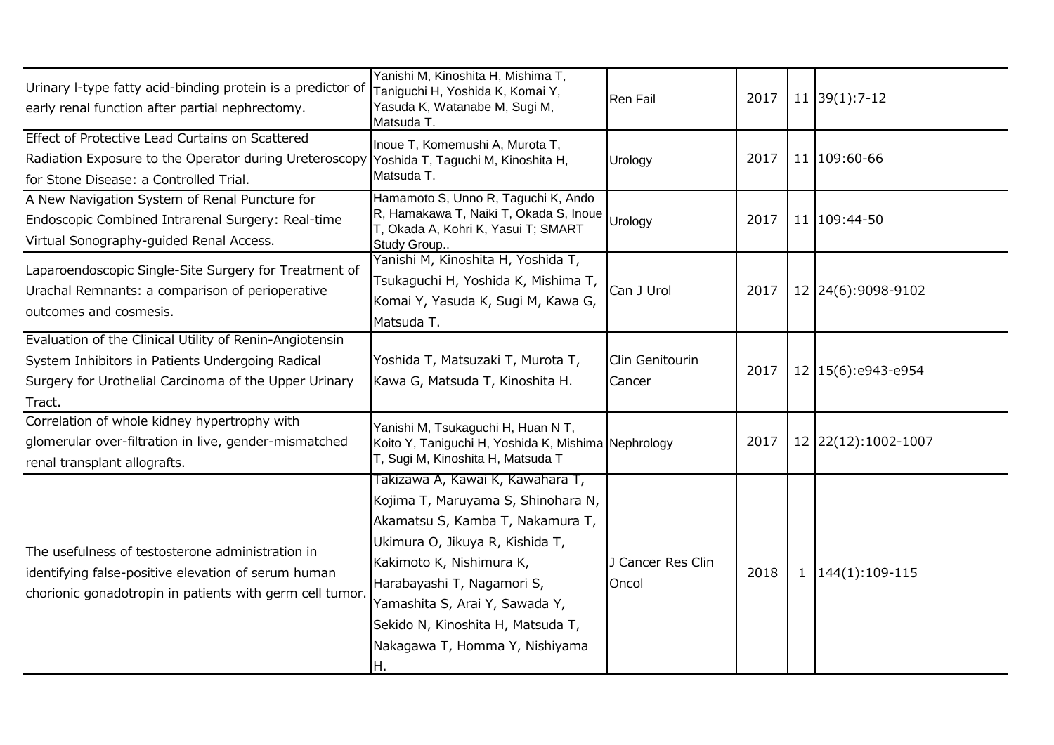| | | | | | |
|---|---|---|---|---|---|
| Urinary l-type fatty acid-binding protein is a predictor of early renal function after partial nephrectomy. | Yanishi M, Kinoshita H, Mishima T, Taniguchi H, Yoshida K, Komai Y, Yasuda K, Watanabe M, Sugi M, Matsuda T. | Ren Fail | 2017 | 11 | 39(1):7-12 |
| Effect of Protective Lead Curtains on Scattered Radiation Exposure to the Operator during Ureteroscopy for Stone Disease: a Controlled Trial. | Inoue T, Komemushi A, Murota T, Yoshida T, Taguchi M, Kinoshita H, Matsuda T. | Urology | 2017 | 11 | 109:60-66 |
| A New Navigation System of Renal Puncture for Endoscopic Combined Intrarenal Surgery: Real-time Virtual Sonography-guided Renal Access. | Hamamoto S, Unno R, Taguchi K, Ando R, Hamakawa T, Naiki T, Okada S, Inoue T, Okada A, Kohri K, Yasui T; SMART Study Group.. | Urology | 2017 | 11 | 109:44-50 |
| Laparoendoscopic Single-Site Surgery for Treatment of Urachal Remnants: a comparison of perioperative outcomes and cosmesis. | Yanishi M, Kinoshita H, Yoshida T, Tsukaguchi H, Yoshida K, Mishima T, Komai Y, Yasuda K, Sugi M, Kawa G, Matsuda T. | Can J Urol | 2017 | 12 | 24(6):9098-9102 |
| Evaluation of the Clinical Utility of Renin-Angiotensin System Inhibitors in Patients Undergoing Radical Surgery for Urothelial Carcinoma of the Upper Urinary Tract. | Yoshida T, Matsuzaki T, Murota T, Kawa G, Matsuda T, Kinoshita H. | Clin Genitourin Cancer | 2017 | 12 | 15(6):e943-e954 |
| Correlation of whole kidney hypertrophy with glomerular over-filtration in live, gender-mismatched renal transplant allografts. | Yanishi M, Tsukaguchi H, Huan N T, Koito Y, Taniguchi H, Yoshida K, Mishima T, Sugi M, Kinoshita H, Matsuda T | Nephrology | 2017 | 12 | 22(12):1002-1007 |
| The usefulness of testosterone administration in identifying false-positive elevation of serum human chorionic gonadotropin in patients with germ cell tumor. | Takizawa A, Kawai K, Kawahara T, Kojima T, Maruyama S, Shinohara N, Akamatsu S, Kamba T, Nakamura T, Ukimura O, Jikuya R, Kishida T, Kakimoto K, Nishimura K, Harabayashi T, Nagamori S, Yamashita S, Arai Y, Sawada Y, Sekido N, Kinoshita H, Matsuda T, Nakagawa T, Homma Y, Nishiyama H. | J Cancer Res Clin Oncol | 2018 | 1 | 144(1):109-115 |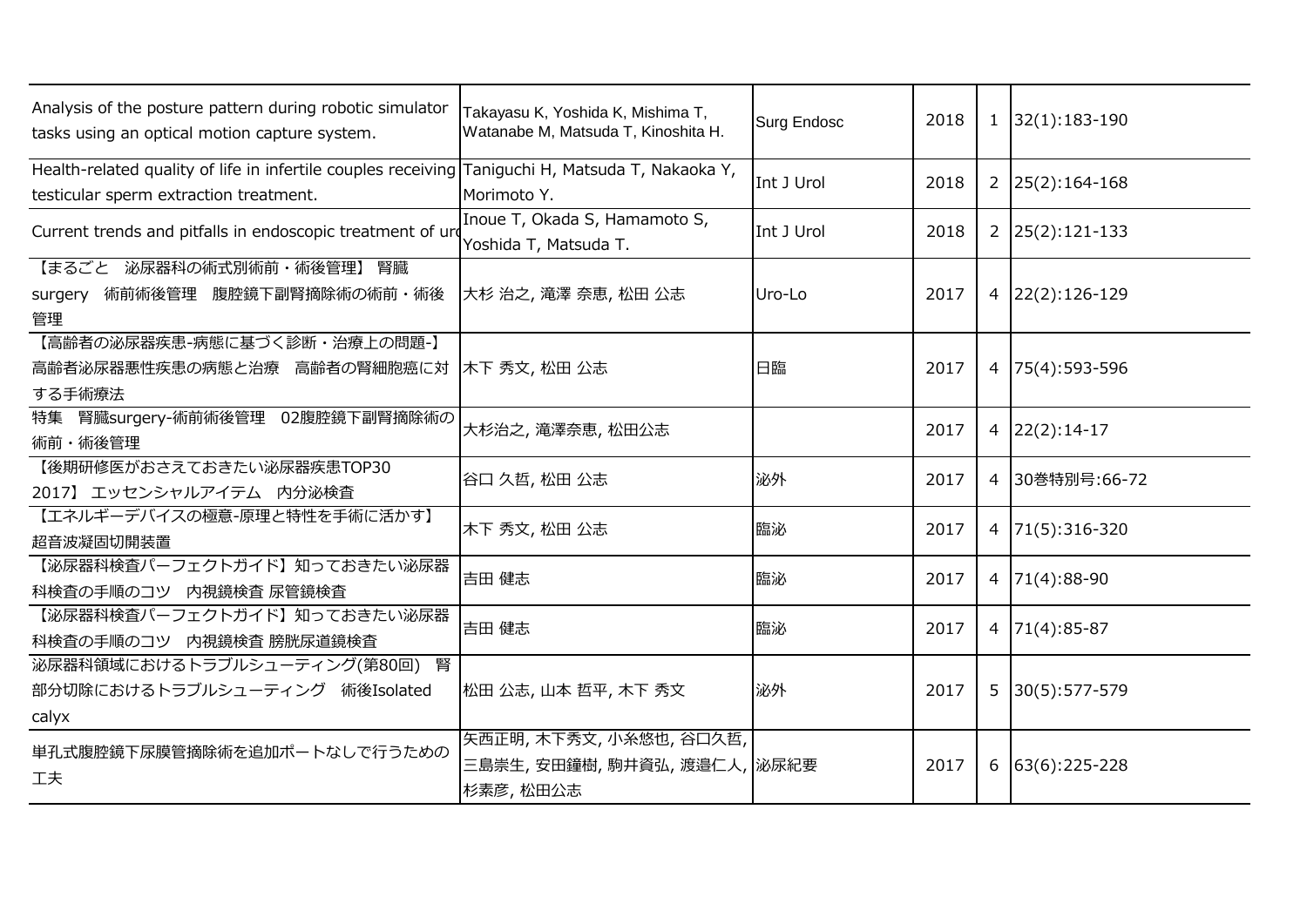| | | | | | |
|---|---|---|---|---|---|
| Analysis of the posture pattern during robotic simulator tasks using an optical motion capture system. | Takayasu K, Yoshida K, Mishima T, Watanabe M, Matsuda T, Kinoshita H. | Surg Endosc | 2018 | 1 | 32(1):183-190 |
| Health-related quality of life in infertile couples receiving testicular sperm extraction treatment. | Taniguchi H, Matsuda T, Nakaoka Y, Morimoto Y. | Int J Urol | 2018 | 2 | 25(2):164-168 |
| Current trends and pitfalls in endoscopic treatment of uro | Inoue T, Okada S, Hamamoto S, Yoshida T, Matsuda T. | Int J Urol | 2018 | 2 | 25(2):121-133 |
| 【まるごと　泌尿器科の術式別術前・術後管理】 腎臓surgery　術前術後管理　腹腔鏡下副腎摘除術の術前・術後管理 | 大杉 治之, 滝澤 奈恵, 松田 公志 | Uro-Lo | 2017 | 4 | 22(2):126-129 |
| 【高齢者の泌尿器疾患-病態に基づく診断・治療上の問題-】 高齢者泌尿器悪性疾患の病態と治療　高齢者の腎細胞癌に対する手術療法 | 木下 秀文, 松田 公志 | 日臨 | 2017 | 4 | 75(4):593-596 |
| 特集　腎臓surgery-術前術後管理　02腹腔鏡下副腎摘除術の術前・術後管理 | 大杉治之, 滝澤奈恵, 松田公志 | | 2017 | 4 | 22(2):14-17 |
| 【後期研修医がおさえておきたい泌尿器疾患TOP30 2017】 エッセンシャルアイテム　内分泌検査 | 谷口 久哲, 松田 公志 | 泌外 | 2017 | 4 | 30巻特別号:66-72 |
| 【エネルギーデバイスの極意-原理と特性を手術に活かす】 超音波凝固切開装置 | 木下 秀文, 松田 公志 | 臨泌 | 2017 | 4 | 71(5):316-320 |
| 【泌尿器科検査パーフェクトガイド】知っておきたい泌尿器科検査の手順のコツ　内視鏡検査 尿管鏡検査 | 吉田 健志 | 臨泌 | 2017 | 4 | 71(4):88-90 |
| 【泌尿器科検査パーフェクトガイド】知っておきたい泌尿器科検査の手順のコツ　内視鏡検査 膀胱尿道鏡検査 | 吉田 健志 | 臨泌 | 2017 | 4 | 71(4):85-87 |
| 泌尿器科領域におけるトラブルシューティング(第80回)　腎部分切除におけるトラブルシューティング　術後Isolated calyx | 松田 公志, 山本 哲平, 木下 秀文 | 泌外 | 2017 | 5 | 30(5):577-579 |
| 単孔式腹腔鏡下尿膜管摘除術を追加ポートなしで行うための工夫 | 矢西正明, 木下秀文, 小糸悠也, 谷口久哲, 三島崇生, 安田鐘樹, 駒井資弘, 渡邉仁人, 杉素彦, 松田公志 | 泌尿紀要 | 2017 | 6 | 63(6):225-228 |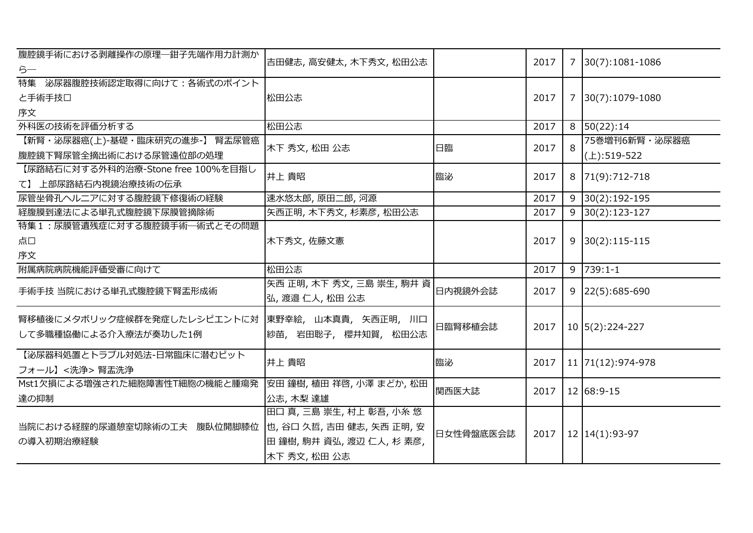| | | | | | |
|---|---|---|---|---|---|
| 腹腔鏡手術における剥離操作の原理―鉗子先端作用力計測から― | 吉田健志, 高安健太, 木下秀文, 松田公志 | | 2017 | 7 | 30(7):1081-1086 |
| 特集　泌尿器腹腔技術認定取得に向けて：各術式のポイントと手術手技ロ<br>序文 | 松田公志 | | 2017 | 7 | 30(7):1079-1080 |
| 外科医の技術を評価分析する | 松田公志 | | 2017 | 8 | 50(22):14 |
| 【新腎・泌尿器癌(上)-基礎・臨床研究の進歩-】 腎盂尿管癌腹腔鏡下腎尿管全摘出術における尿管遠位部の処理 | 木下 秀文, 松田 公志 | 日臨 | 2017 | 8 | 75巻増刊6新腎・泌尿器癌(上):519-522 |
| 【尿路結石に対する外科的治療-Stone free 100%を目指して】 上部尿路結石内視鏡治療技術の伝承 | 井上 貴昭 | 臨泌 | 2017 | 8 | 71(9):712-718 |
| 尿管坐骨孔ヘルニアに対する腹腔鏡下修復術の経験 | 速水悠太郎, 原田二郎, 河源 | | 2017 | 9 | 30(2):192-195 |
| 経腹膜到達法による単孔式腹腔鏡下尿膜管摘除術 | 矢西正明, 木下秀文, 杉素彦, 松田公志 | | 2017 | 9 | 30(2):123-127 |
| 特集１：尿膜管遺残症に対する腹腔鏡手術―術式とその問題点ロ<br>序文 | 木下秀文, 佐藤文憲 | | 2017 | 9 | 30(2):115-115 |
| 附属病院病院機能評価受審に向けて | 松田公志 | | 2017 | 9 | 739:1-1 |
| 手術手技 当院における単孔式腹腔鏡下腎盂形成術 | 矢西 正明, 木下 秀文, 三島 崇生, 駒井 資弘, 渡邉 仁人, 松田 公志 | 日内視鏡外会誌 | 2017 | 9 | 22(5):685-690 |
| 腎移植後にメタボリック症候群を発症したレシピエントに対して多職種協働による介入療法が奏功した1例 | 東野幸絵,　山本真貴,　矢西正明,　川口紗苗,　岩田聡子,　櫻井知賀,　松田公志 | 日臨腎移植会誌 | 2017 | 10 | 5(2):224-227 |
| 【泌尿器科処置とトラブル対処法-日常臨床に潜むピットフォール】<洗浄> 腎盂洗浄 | 井上 貴昭 | 臨泌 | 2017 | 11 | 71(12):974-978 |
| Mst1欠損による増強された細胞障害性T細胞の機能と腫瘍発達の抑制 | 安田 鐘樹, 植田 祥啓, 小澤 まどか, 松田公志, 木梨 達雄 | 関西医大誌 | 2017 | 12 | 68:9-15 |
| 当院における経腟的尿道憩室切除術の工夫　腹臥位開脚膝位の導入初期治療経験 | 田口 真, 三島 崇生, 村上 彰吾, 小糸 悠也, 谷口 久哲, 吉田 健志, 矢西 正明, 安田 鐘樹, 駒井 資弘, 渡辺 仁人, 杉 素彦, 木下 秀文, 松田 公志 | 日女性骨盤底医会誌 | 2017 | 12 | 14(1):93-97 |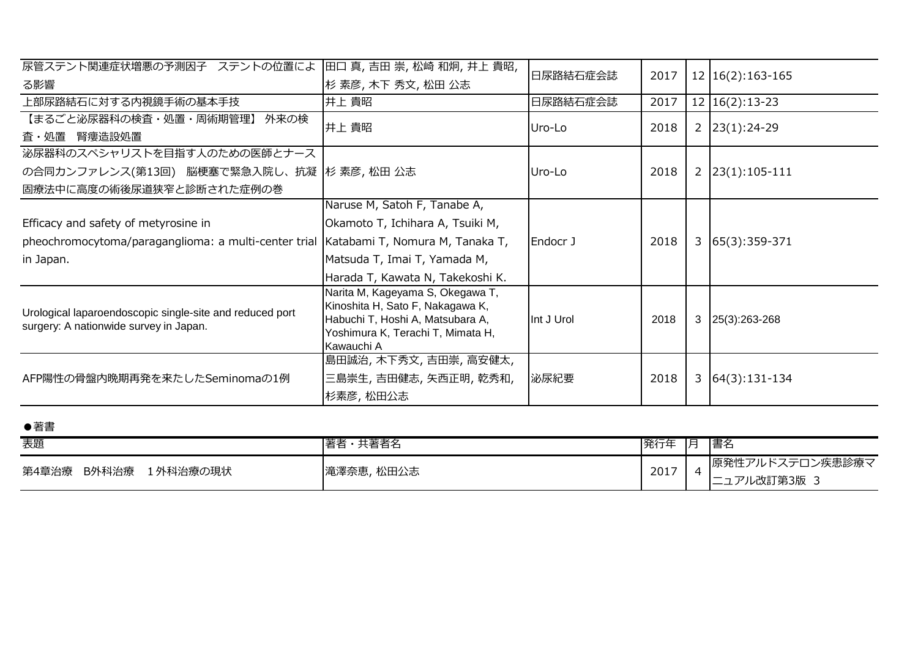| | | | | | |
|---|---|---|---|---|---|
| 尿管ステント関連症状増悪の予測因子　ステントの位置による影響 | 田口 真, 吉田 崇, 松崎 和炯, 井上 貴昭, 杉 素彦, 木下 秀文, 松田 公志 | 日尿路結石症会誌 | 2017 | 12 | 16(2):163-165 |
| 上部尿路結石に対する内視鏡手術の基本手技 | 井上 貴昭 | 日尿路結石症会誌 | 2017 | 12 | 16(2):13-23 |
| 【まるごと泌尿器科の検査・処置・周術期管理】 外来の検査・処置　腎瘻造設処置 | 井上 貴昭 | Uro-Lo | 2018 | 2 | 23(1):24-29 |
| 泌尿器科のスペシャリストを目指す人のための医師とナースの合同カンファレンス(第13回)　脳梗塞で緊急入院し、抗凝固療法中に高度の術後尿道狭窄と診断された症例の巻 | 杉 素彦, 松田 公志 | Uro-Lo | 2018 | 2 | 23(1):105-111 |
| Efficacy and safety of metyrosine in pheochromocytoma/paraganglioma: a multi-center trial in Japan. | Naruse M, Satoh F, Tanabe A, Okamoto T, Ichihara A, Tsuiki M, Katabami T, Nomura M, Tanaka T, Matsuda T, Imai T, Yamada M, Harada T, Kawata N, Takekoshi K. | Endocr J | 2018 | 3 | 65(3):359-371 |
| Urological laparoendoscopic single-site and reduced port surgery: A nationwide survey in Japan. | Narita M, Kageyama S, Okegawa T, Kinoshita H, Sato F, Nakagawa K, Habuchi T, Hoshi A, Matsubara A, Yoshimura K, Terachi T, Mimata H, Kawauchi A | Int J Urol | 2018 | 3 | 25(3):263-268 |
| AFP陽性の骨盤内晩期再発を来たしたSeminomaの1例 | 島田誠治, 木下秀文, 吉田崇, 高安健太, 三島崇生, 吉田健志, 矢西正明, 乾秀和, 杉素彦, 松田公志 | 泌尿紀要 | 2018 | 3 | 64(3):131-134 |

●著書

| 表題 | 著者・共著者名 | 発行年 | 月 | 書名 |
|---|---|---|---|---|
| 第4章治療　B外科治療　1外科治療の現状 | 滝澤奈恵, 松田公志 | 2017 | 4 | 原発性アルドステロン疾患診療マニュアル改訂第3版 3 |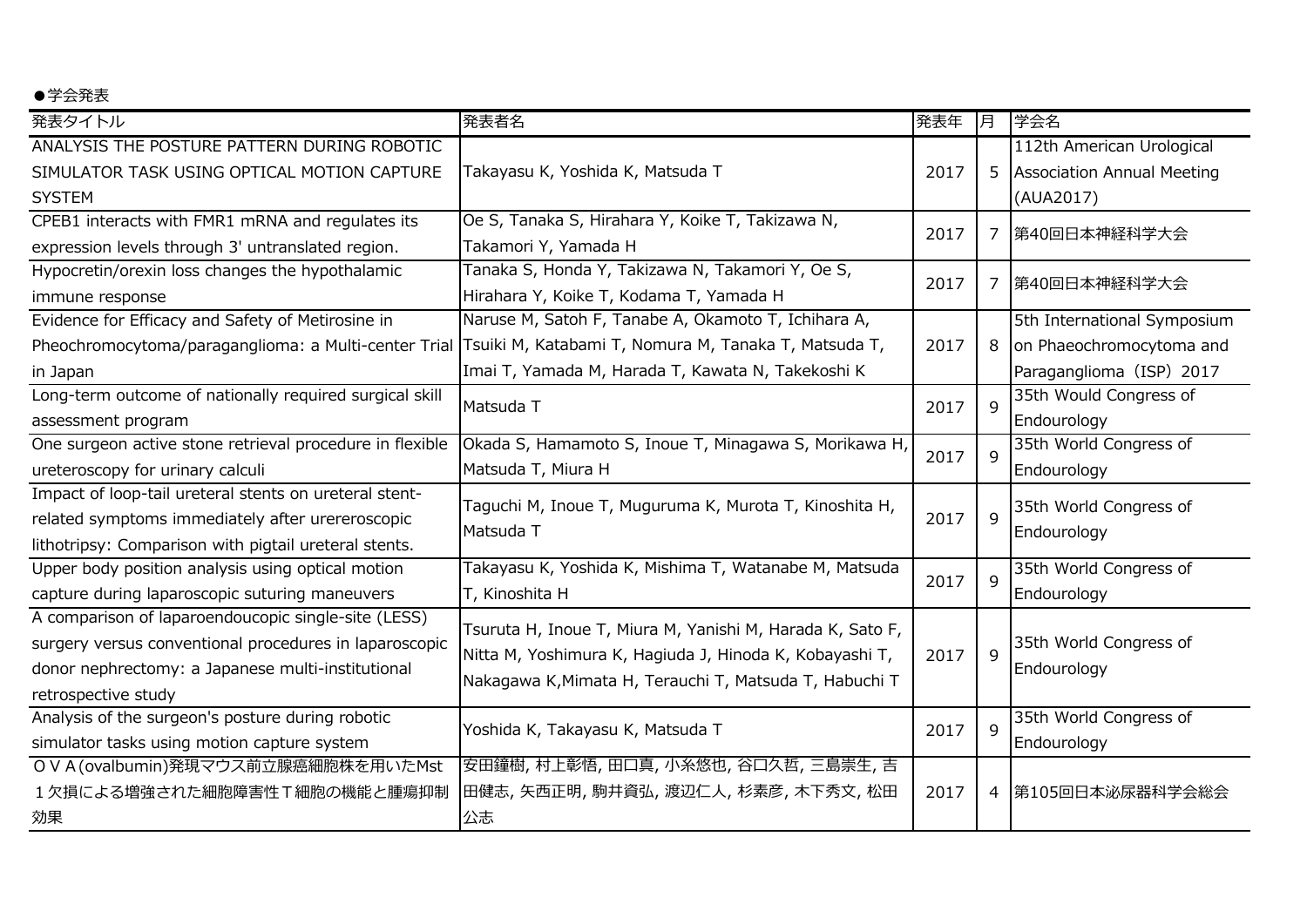●学会発表

| 発表タイトル | 発表者名 | 発表年 | 月 | 学会名 |
|---|---|---|---|---|
| ANALYSIS THE POSTURE PATTERN DURING ROBOTIC SIMULATOR TASK USING OPTICAL MOTION CAPTURE SYSTEM | Takayasu K, Yoshida K, Matsuda T | 2017 | 5 | 112th American Urological Association Annual Meeting (AUA2017) |
| CPEB1 interacts with FMR1 mRNA and regulates its expression levels through 3' untranslated region. | Oe S, Tanaka S, Hirahara Y, Koike T, Takizawa N, Takamori Y, Yamada H | 2017 | 7 | 第40回日本神経科学大会 |
| Hypocretin/orexin loss changes the hypothalamic immune response | Tanaka S, Honda Y, Takizawa N, Takamori Y, Oe S, Hirahara Y, Koike T, Kodama T, Yamada H | 2017 | 7 | 第40回日本神経科学大会 |
| Evidence for Efficacy and Safety of Metirosine in Pheochromocytoma/paraganglioma: a Multi-center Trial in Japan | Naruse M, Satoh F, Tanabe A, Okamoto T, Ichihara A, Tsuiki M, Katabami T, Nomura M, Tanaka T, Matsuda T, Imai T, Yamada M, Harada T, Kawata N, Takekoshi K | 2017 | 8 | 5th International Symposium on Phaeochromocytoma and Paraganglioma（ISP）2017 |
| Long-term outcome of nationally required surgical skill assessment program | Matsuda T | 2017 | 9 | 35th Would Congress of Endourology |
| One surgeon active stone retrieval procedure in flexible ureteroscopy for urinary calculi | Okada S, Hamamoto S, Inoue T, Minagawa S, Morikawa H, Matsuda T, Miura H | 2017 | 9 | 35th World Congress of Endourology |
| Impact of loop-tail ureteral stents on ureteral stent-related symptoms immediately after urereroscopic lithotripsy: Comparison with pigtail ureteral stents. | Taguchi M, Inoue T, Muguruma K, Murota T, Kinoshita H, Matsuda T | 2017 | 9 | 35th World Congress of Endourology |
| Upper body position analysis using optical motion capture during laparoscopic suturing maneuvers | Takayasu K, Yoshida K, Mishima T, Watanabe M, Matsuda T, Kinoshita H | 2017 | 9 | 35th World Congress of Endourology |
| A comparison of laparoendoucopic single-site (LESS) surgery versus conventional procedures in laparoscopic donor nephrectomy: a Japanese multi-institutional retrospective study | Tsuruta H, Inoue T, Miura M, Yanishi M, Harada K, Sato F, Nitta M, Yoshimura K, Hagiuda J, Hinoda K, Kobayashi T, Nakagawa K,Mimata H, Terauchi T, Matsuda T, Habuchi T | 2017 | 9 | 35th World Congress of Endourology |
| Analysis of the surgeon's posture during robotic simulator tasks using motion capture system | Yoshida K, Takayasu K, Matsuda T | 2017 | 9 | 35th World Congress of Endourology |
| ＯＶＡ(ovalbumin)発現マウス前立腺癌細胞株を用いたMst１欠損による増強された細胞障害性Ｔ細胞の機能と腫瘍抑制効果 | 安田鐘樹, 村上彰悟, 田口真, 小糸悠也, 谷口久哲, 三島崇生, 吉田健志, 矢西正明, 駒井資弘, 渡辺仁人, 杉素彦, 木下秀文, 松田公志 | 2017 | 4 | 第105回日本泌尿器科学会総会 |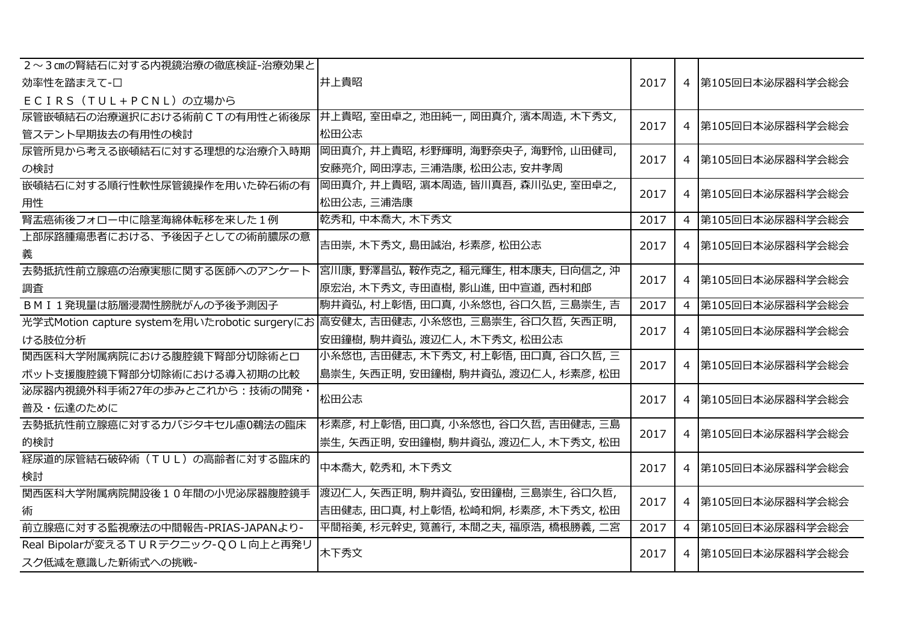| | | | | |
|---|---|---|---|---|
| ２～３㎝の腎結石に対する内視鏡治療の徹底検証-治療効果と効率性を踏まえて-□ ＥＣＩＲＳ（ＴＵＬ＋ＰＣＮＬ）の立場から | 井上貴昭 | 2017 | 4 | 第105回日本泌尿器科学会総会 |
| 尿管嵌頓結石の治療選択における術前ＣＴの有用性と術後尿管ステント早期抜去の有用性の検討 | 井上貴昭, 室田卓之, 池田純一, 岡田真介, 濱本周造, 木下秀文, 松田公志 | 2017 | 4 | 第105回日本泌尿器科学会総会 |
| 尿管所見から考える嵌頓結石に対する理想的な治療介入時期の検討 | 岡田真介, 井上貴昭, 杉野輝明, 海野奈央子, 海野怜, 山田健司, 安藤亮介, 岡田淳志, 三浦浩康, 松田公志, 安井孝周 | 2017 | 4 | 第105回日本泌尿器科学会総会 |
| 嵌頓結石に対する順行性軟性尿管鏡操作を用いた砕石術の有用性 | 岡田真介, 井上貴昭, 濵本周造, 皆川真吾, 森川弘史, 室田卓之, 松田公志, 三浦浩康 | 2017 | 4 | 第105回日本泌尿器科学会総会 |
| 腎盂癌術後フォロー中に陰茎海綿体転移を来した１例 | 乾秀和, 中本喬大, 木下秀文 | 2017 | 4 | 第105回日本泌尿器科学会総会 |
| 上部尿路腫瘍患者における、予後因子としての術前膿尿の意義 | 吉田崇, 木下秀文, 島田誠治, 杉素彦, 松田公志 | 2017 | 4 | 第105回日本泌尿器科学会総会 |
| 去勢抵抗性前立腺癌の治療実態に関する医師へのアンケート調査 | 宮川康, 野澤昌弘, 鞍作克之, 稲元輝生, 柑本康夫, 日向信之, 沖原宏治, 木下秀文, 寺田直樹, 影山進, 田中宣道, 西村和郎 | 2017 | 4 | 第105回日本泌尿器科学会総会 |
| ＢＭＩ１発現量は筋層浸潤性膀胱がんの予後予測因子 | 駒井資弘, 村上彰悟, 田口真, 小糸悠也, 谷口久哲, 三島崇生, 吉 | 2017 | 4 | 第105回日本泌尿器科学会総会 |
| 光学式Motion capture systemを用いたrobotic surgeryにおける肢位分析 | 高安健太, 吉田健志, 小糸悠也, 三島崇生, 谷口久哲, 矢西正明, 安田鐘樹, 駒井資弘, 渡辺仁人, 木下秀文, 松田公志 | 2017 | 4 | 第105回日本泌尿器科学会総会 |
| 関西医科大学附属病院における腹腔鏡下腎部分切除術とロボット支援腹腔鏡下腎部分切除術における導入初期の比較 | 小糸悠也, 吉田健志, 木下秀文, 村上彰悟, 田口真, 谷口久哲, 三島崇生, 矢西正明, 安田鐘樹, 駒井資弘, 渡辺仁人, 杉素彦, 松田 | 2017 | 4 | 第105回日本泌尿器科学会総会 |
| 泌尿器内視鏡外科手術27年の歩みとこれから：技術の開発・普及・伝達のために | 松田公志 | 2017 | 4 | 第105回日本泌尿器科学会総会 |
| 去勢抵抗性前立腺癌に対するカバジタキセル慮0鵜法の臨床的検討 | 杉素彦, 村上彰悟, 田口真, 小糸悠也, 谷口久哲, 吉田健志, 三島崇生, 矢西正明, 安田鐘樹, 駒井資弘, 渡辺仁人, 木下秀文, 松田 | 2017 | 4 | 第105回日本泌尿器科学会総会 |
| 経尿道的尿管結石破砕術（ＴＵＬ）の高齢者に対する臨床的検討 | 中本喬大, 乾秀和, 木下秀文 | 2017 | 4 | 第105回日本泌尿器科学会総会 |
| 関西医科大学附属病院開設後１０年間の小児泌尿器腹腔鏡手術 | 渡辺仁人, 矢西正明, 駒井資弘, 安田鐘樹, 三島崇生, 谷口久哲, 吉田健志, 田口真, 村上彰悟, 松崎和炯, 杉素彦, 木下秀文, 松田 | 2017 | 4 | 第105回日本泌尿器科学会総会 |
| 前立腺癌に対する監視療法の中間報告-PRIAS-JAPANより- | 平間裕美, 杉元幹史, 筧善行, 本間之夫, 福原浩, 橋根勝義, 二宮 | 2017 | 4 | 第105回日本泌尿器科学会総会 |
| Real Bipolarが変えるＴＵＲテクニック-ＱＯＬ向上と再発リスク低減を意識した新術式への挑戦- | 木下秀文 | 2017 | 4 | 第105回日本泌尿器科学会総会 |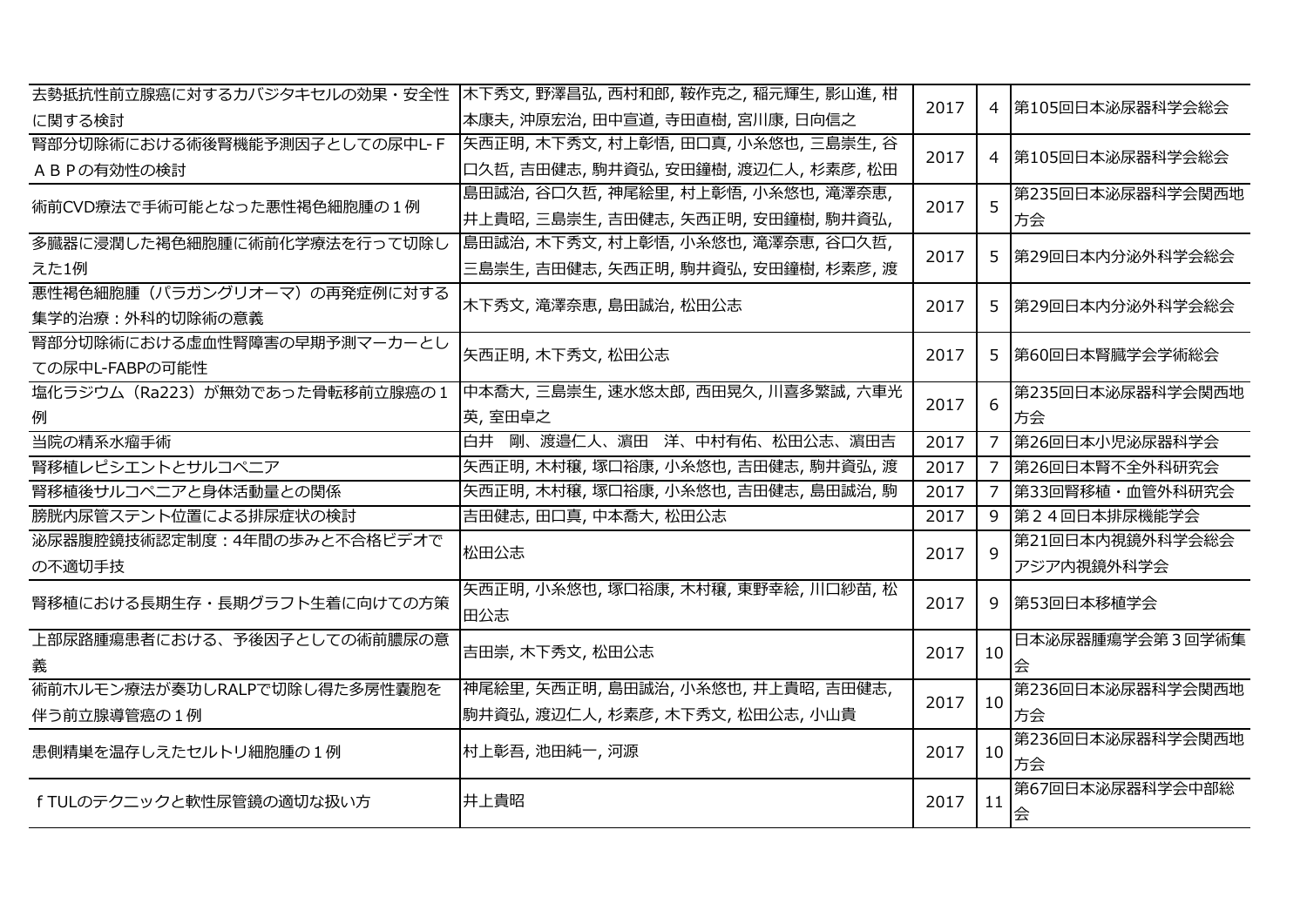| | | | | |
|---|---|---|---|---|
| 去勢抵抗性前立腺癌に対するカバジタキセルの効果・安全性に関する検討 | 木下秀文, 野澤昌弘, 西村和郎, 鞍作克之, 稲元輝生, 影山進, 柑本康夫, 沖原宏治, 田中宣道, 寺田直樹, 宮川康, 日向信之 | 2017 | 4 | 第105回日本泌尿器科学会総会 |
| 腎部分切除術における術後腎機能予測因子としての尿中L-ＦＡＢＰの有効性の検討 | 矢西正明, 木下秀文, 村上彰悟, 田口真, 小糸悠也, 三島崇生, 谷口久哲, 吉田健志, 駒井資弘, 安田鐘樹, 渡辺仁人, 杉素彦, 松田 | 2017 | 4 | 第105回日本泌尿器科学会総会 |
| 術前CVD療法で手術可能となった悪性褐色細胞腫の１例 | 島田誠治, 谷口久哲, 神尾絵里, 村上彰悟, 小糸悠也, 滝澤奈恵, 井上貴昭, 三島崇生, 吉田健志, 矢西正明, 安田鐘樹, 駒井資弘, | 2017 | 5 | 第235回日本泌尿器科学会関西地方会 |
| 多臓器に浸潤した褐色細胞腫に術前化学療法を行って切除しえた1例 | 島田誠治, 木下秀文, 村上彰悟, 小糸悠也, 滝澤奈恵, 谷口久哲, 三島崇生, 吉田健志, 矢西正明, 駒井資弘, 安田鐘樹, 杉素彦, 渡 | 2017 | 5 | 第29回日本内分泌外科学会総会 |
| 悪性褐色細胞腫（パラガングリオーマ）の再発症例に対する集学的治療：外科的切除術の意義 | 木下秀文, 滝澤奈恵, 島田誠治, 松田公志 | 2017 | 5 | 第29回日本内分泌外科学会総会 |
| 腎部分切除術における虚血性腎障害の早期予測マーカーとしての尿中L-FABPの可能性 | 矢西正明, 木下秀文, 松田公志 | 2017 | 5 | 第60回日本腎臓学会学術総会 |
| 塩化ラジウム（Ra223）が無効であった骨転移前立腺癌の１例 | 中本喬大, 三島崇生, 速水悠太郎, 西田晃久, 川喜多繁誠, 六車光英, 室田卓之 | 2017 | 6 | 第235回日本泌尿器科学会関西地方会 |
| 当院の精系水瘤手術 | 白井　剛、渡邉仁人、濱田　洋、中村有佑、松田公志、濱田吉 | 2017 | 7 | 第26回日本小児泌尿器科学会 |
| 腎移植レピシエントとサルコペニア | 矢西正明, 木村穣, 塚口裕康, 小糸悠也, 吉田健志, 駒井資弘, 渡 | 2017 | 7 | 第26回日本腎不全外科研究会 |
| 腎移植後サルコペニアと身体活動量との関係 | 矢西正明, 木村穣, 塚口裕康, 小糸悠也, 吉田健志, 島田誠治, 駒 | 2017 | 7 | 第33回腎移植・血管外科研究会 |
| 膀胱内尿管ステント位置による排尿症状の検討 | 吉田健志, 田口真, 中本喬大, 松田公志 | 2017 | 9 | 第２４回日本排尿機能学会 |
| 泌尿器腹腔鏡技術認定制度：4年間の歩みと不合格ビデオでの不適切手技 | 松田公志 | 2017 | 9 | 第21回日本内視鏡外科学会総会アジア内視鏡外科学会 |
| 腎移植における長期生存・長期グラフト生着に向けての方策 | 矢西正明, 小糸悠也, 塚口裕康, 木村穣, 東野幸絵, 川口紗苗, 松田公志 | 2017 | 9 | 第53回日本移植学会 |
| 上部尿路腫瘍患者における、予後因子としての術前膿尿の意義 | 吉田崇, 木下秀文, 松田公志 | 2017 | 10 | 日本泌尿器腫瘍学会第３回学術集会 |
| 術前ホルモン療法が奏功しRALPで切除し得た多房性嚢胞を伴う前立腺導管癌の１例 | 神尾絵里, 矢西正明, 島田誠治, 小糸悠也, 井上貴昭, 吉田健志, 駒井資弘, 渡辺仁人, 杉素彦, 木下秀文, 松田公志, 小山貴 | 2017 | 10 | 第236回日本泌尿器科学会関西地方会 |
| 患側精巣を温存しえたセルトリ細胞腫の１例 | 村上彰吾, 池田純一, 河源 | 2017 | 10 | 第236回日本泌尿器科学会関西地方会 |
| ｆTULのテクニックと軟性尿管鏡の適切な扱い方 | 井上貴昭 | 2017 | 11 | 第67回日本泌尿器科学会中部総会 |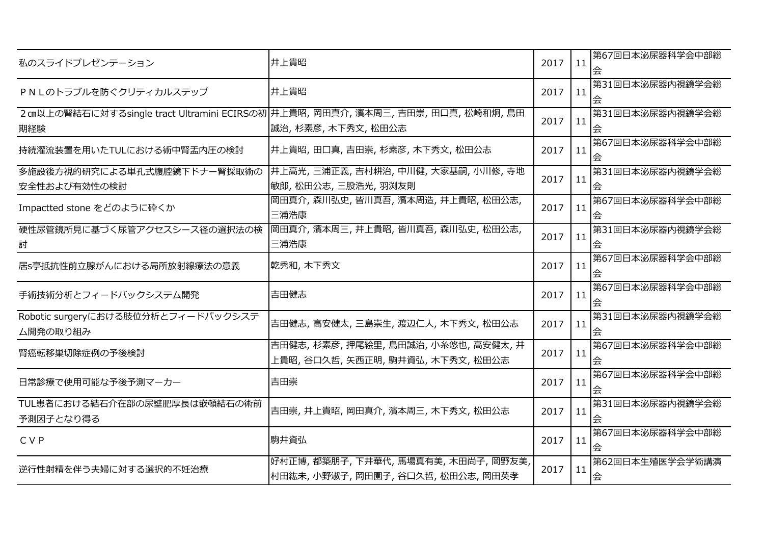| | | | | |
|---|---|---|---|---|
| 私のスライドプレゼンテーション | 井上貴昭 | 2017 | 11 | 第67回日本泌尿器科学会中部総会 |
| ＰＮＬのトラブルを防ぐクリティカルステップ | 井上貴昭 | 2017 | 11 | 第31回日本泌尿器内視鏡学会総会 |
| ２㎝以上の腎結石に対するsingle tract Ultramini ECIRSの初期経験 | 井上貴昭, 岡田真介, 濱本周三, 吉田崇, 田口真, 松崎和炯, 島田誠治, 杉素彦, 木下秀文, 松田公志 | 2017 | 11 | 第31回日本泌尿器内視鏡学会総会 |
| 持続灌流装置を用いたTULにおける術中腎盂内圧の検討 | 井上貴昭, 田口真, 吉田崇, 杉素彦, 木下秀文, 松田公志 | 2017 | 11 | 第67回日本泌尿器科学会中部総会 |
| 多施設後方視的研究による単孔式腹腔鏡下ドナー腎採取術の安全性および有効性の検討 | 井上高光, 三浦正義, 吉村耕治, 中川健, 大家基嗣, 小川修, 寺地敏郎, 松田公志, 三股浩光, 羽渕友則 | 2017 | 11 | 第31回日本泌尿器内視鏡学会総会 |
| Impactted stone をどのように砕くか | 岡田真介, 森川弘史, 皆川真吾, 濱本周造, 井上貴昭, 松田公志, 三浦浩康 | 2017 | 11 | 第67回日本泌尿器科学会中部総会 |
| 硬性尿管鏡所見に基づく尿管アクセスシース径の選択法の検討 | 岡田真介, 濱本周三, 井上貴昭, 皆川真吾, 森川弘史, 松田公志, 三浦浩康 | 2017 | 11 | 第31回日本泌尿器内視鏡学会総会 |
| 居s亭抵抗性前立腺がんにおける局所放射線療法の意義 | 乾秀和, 木下秀文 | 2017 | 11 | 第67回日本泌尿器科学会中部総会 |
| 手術技術分析とフィードバックシステム開発 | 吉田健志 | 2017 | 11 | 第67回日本泌尿器科学会中部総会 |
| Robotic surgeryにおける肢位分析とフィードバックシステム開発の取り組み | 吉田健志, 高安健太, 三島崇生, 渡辺仁人, 木下秀文, 松田公志 | 2017 | 11 | 第31回日本泌尿器内視鏡学会総会 |
| 腎癌転移巣切除症例の予後検討 | 吉田健志, 杉素彦, 押尾絵里, 島田誠治, 小糸悠也, 高安健太, 井上貴昭, 谷口久哲, 矢西正明, 駒井資弘, 木下秀文, 松田公志 | 2017 | 11 | 第67回日本泌尿器科学会中部総会 |
| 日常診療で使用可能な予後予測マーカー | 吉田崇 | 2017 | 11 | 第67回日本泌尿器科学会中部総会 |
| TUL患者における結石介在部の尿壁肥厚長は嵌頓結石の術前予測因子となり得る | 吉田崇, 井上貴昭, 岡田真介, 濱本周三, 木下秀文, 松田公志 | 2017 | 11 | 第31回日本泌尿器内視鏡学会総会 |
| ＣＶＰ | 駒井資弘 | 2017 | 11 | 第67回日本泌尿器科学会中部総会 |
| 逆行性射精を伴う夫婦に対する選択的不妊治療 | 好村正博, 都築朋子, 下井華代, 馬場真有美, 木田尚子, 岡野友美, 村田紘未, 小野淑子, 岡田園子, 谷口久哲, 松田公志, 岡田英孝 | 2017 | 11 | 第62回日本生殖医学会学術講演会 |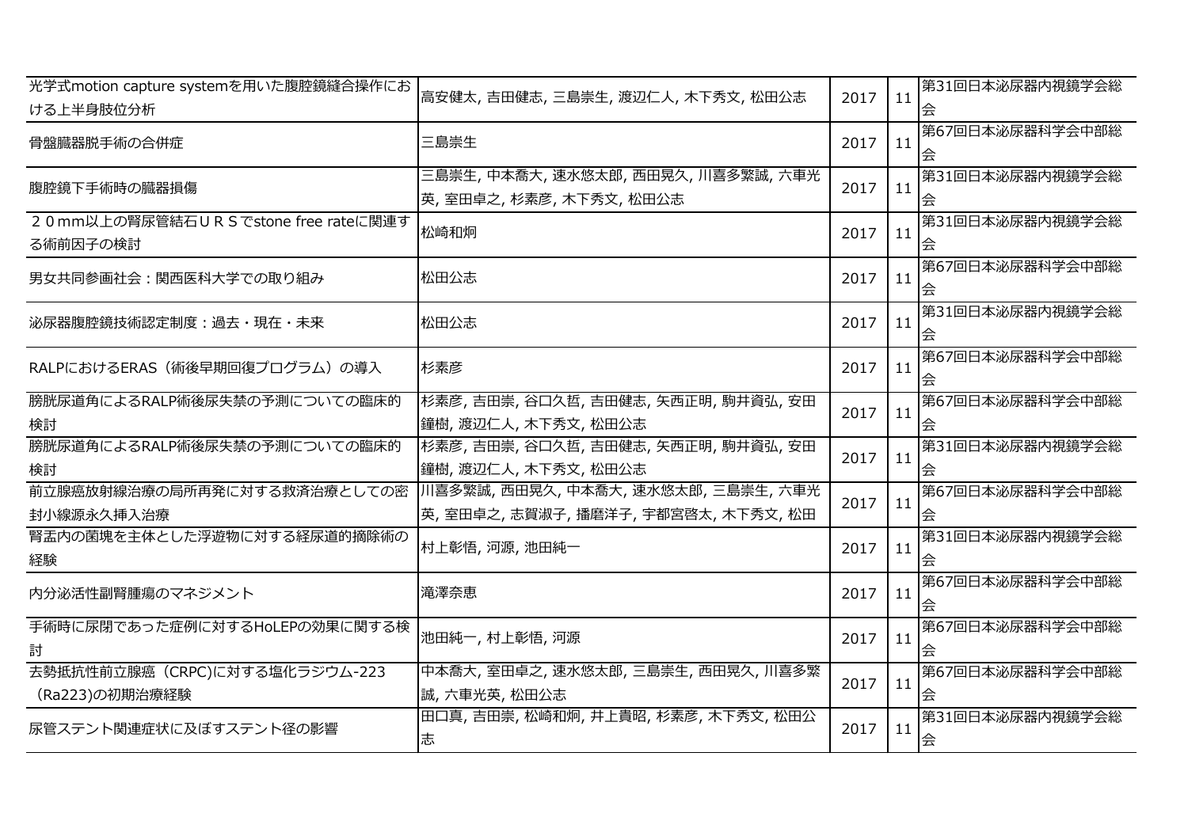| | | | | |
|---|---|---|---|---|
| 光学式motion capture systemを用いた腹腔鏡縫合操作における上半身肢位分析 | 高安健太, 吉田健志, 三島崇生, 渡辺仁人, 木下秀文, 松田公志 | 2017 | 11 | 第31回日本泌尿器内視鏡学会総会 |
| 骨盤臓器脱手術の合併症 | 三島崇生 | 2017 | 11 | 第67回日本泌尿器科学会中部総会 |
| 腹腔鏡下手術時の臓器損傷 | 三島崇生, 中本喬大, 速水悠太郎, 西田晃久, 川喜多繁誠, 六車光英, 室田卓之, 杉素彦, 木下秀文, 松田公志 | 2017 | 11 | 第31回日本泌尿器内視鏡学会総会 |
| ２０mm以上の腎尿管結石ＵＲＳでstone free rateに関連する術前因子の検討 | 松崎和炯 | 2017 | 11 | 第31回日本泌尿器内視鏡学会総会 |
| 男女共同参画社会：関西医科大学での取り組み | 松田公志 | 2017 | 11 | 第67回日本泌尿器科学会中部総会 |
| 泌尿器腹腔鏡技術認定制度：過去・現在・未来 | 松田公志 | 2017 | 11 | 第31回日本泌尿器内視鏡学会総会 |
| RALPにおけるERAS（術後早期回復プログラム）の導入 | 杉素彦 | 2017 | 11 | 第67回日本泌尿器科学会中部総会 |
| 膀胱尿道角によるRALP術後尿失禁の予測についての臨床的検討 | 杉素彦, 吉田崇, 谷口久哲, 吉田健志, 矢西正明, 駒井資弘, 安田鐘樹, 渡辺仁人, 木下秀文, 松田公志 | 2017 | 11 | 第67回日本泌尿器科学会中部総会 |
| 膀胱尿道角によるRALP術後尿失禁の予測についての臨床的検討 | 杉素彦, 吉田崇, 谷口久哲, 吉田健志, 矢西正明, 駒井資弘, 安田鐘樹, 渡辺仁人, 木下秀文, 松田公志 | 2017 | 11 | 第31回日本泌尿器内視鏡学会総会 |
| 前立腺癌放射線治療の局所再発に対する救済治療としての密封小線源永久挿入治療 | 川喜多繁誠, 西田晃久, 中本喬大, 速水悠太郎, 三島崇生, 六車光英, 室田卓之, 志賀淑子, 播磨洋子, 宇都宮啓太, 木下秀文, 松田 | 2017 | 11 | 第67回日本泌尿器科学会中部総会 |
| 腎盂内の菌塊を主体とした浮遊物に対する経尿道的摘除術の経験 | 村上彰悟, 河源, 池田純一 | 2017 | 11 | 第31回日本泌尿器内視鏡学会総会 |
| 内分泌活性副腎腫瘍のマネジメント | 滝澤奈恵 | 2017 | 11 | 第67回日本泌尿器科学会中部総会 |
| 手術時に尿閉であった症例に対するHoLEPの効果に関する検討 | 池田純一, 村上彰悟, 河源 | 2017 | 11 | 第67回日本泌尿器科学会中部総会 |
| 去勢抵抗性前立腺癌（CRPC)に対する塩化ラジウム-223（Ra223)の初期治療経験 | 中本喬大, 室田卓之, 速水悠太郎, 三島崇生, 西田晃久, 川喜多繁誠, 六車光英, 松田公志 | 2017 | 11 | 第67回日本泌尿器科学会中部総会 |
| 尿管ステント関連症状に及ぼすステント径の影響 | 田口真, 吉田崇, 松崎和炯, 井上貴昭, 杉素彦, 木下秀文, 松田公志 | 2017 | 11 | 第31回日本泌尿器内視鏡学会総会 |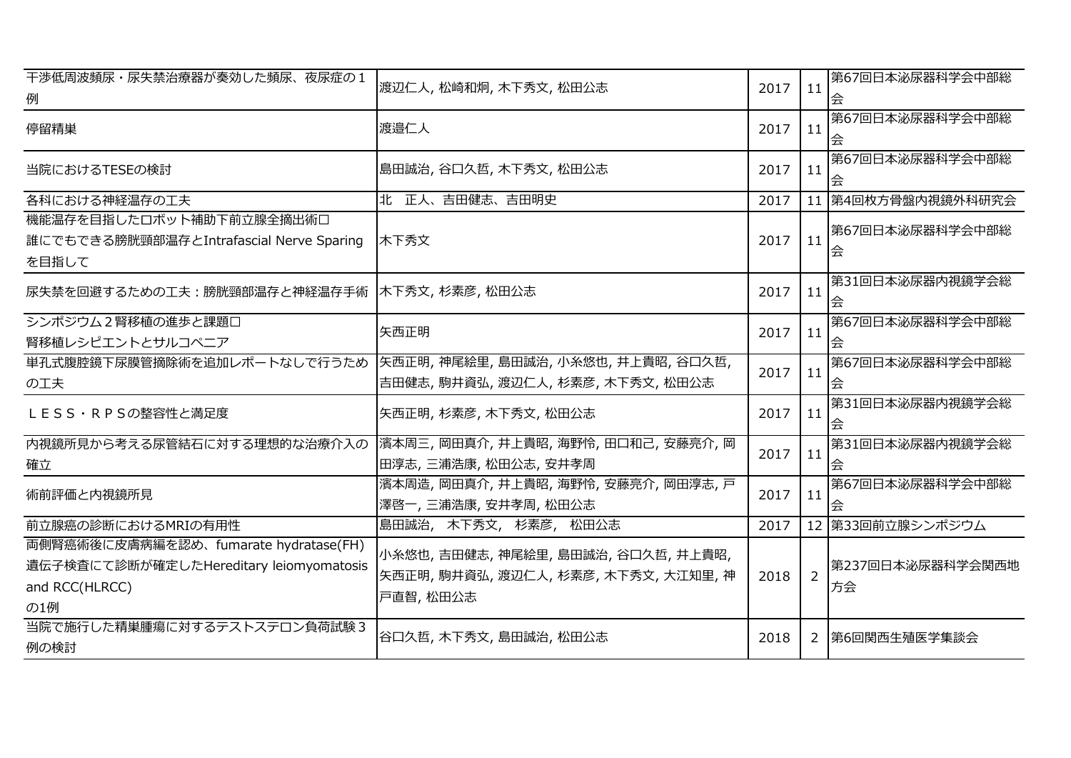| | | | | |
|---|---|---|---|---|
| 干渉低周波頻尿・尿失禁治療器が奏効した頻尿、夜尿症の１例 | 渡辺仁人, 松崎和炯, 木下秀文, 松田公志 | 2017 | 11 | 第67回日本泌尿器科学会中部総会 |
| 停留精巣 | 渡邉仁人 | 2017 | 11 | 第67回日本泌尿器科学会中部総会 |
| 当院におけるTESEの検討 | 島田誠治, 谷口久哲, 木下秀文, 松田公志 | 2017 | 11 | 第67回日本泌尿器科学会中部総会 |
| 各科における神経温存の工夫 | 北　正人、吉田健志、吉田明史 | 2017 | 11 | 第4回枚方骨盤内視鏡外科研究会 |
| 機能温存を目指したロボット補助下前立腺全摘出術□<br>誰にでもできる膀胱頸部温存とIntrafascial Nerve Sparingを目指して | 木下秀文 | 2017 | 11 | 第67回日本泌尿器科学会中部総会 |
| 尿失禁を回避するための工夫：膀胱頸部温存と神経温存手術 | 木下秀文, 杉素彦, 松田公志 | 2017 | 11 | 第31回日本泌尿器内視鏡学会総会 |
| シンポジウム２腎移植の進歩と課題□<br>腎移植レシピエントとサルコペニア | 矢西正明 | 2017 | 11 | 第67回日本泌尿器科学会中部総会 |
| 単孔式腹腔鏡下尿膜管摘除術を追加レポートなしで行うための工夫 | 矢西正明, 神尾絵里, 島田誠治, 小糸悠也, 井上貴昭, 谷口久哲, 吉田健志, 駒井資弘, 渡辺仁人, 杉素彦, 木下秀文, 松田公志 | 2017 | 11 | 第67回日本泌尿器科学会中部総会 |
| ＬＥＳＳ・ＲＰＳの整容性と満足度 | 矢西正明, 杉素彦, 木下秀文, 松田公志 | 2017 | 11 | 第31回日本泌尿器内視鏡学会総会 |
| 内視鏡所見から考える尿管結石に対する理想的な治療介入の確立 | 濱本周三, 岡田真介, 井上貴昭, 海野怜, 田口和己, 安藤亮介, 岡田淳志, 三浦浩康, 松田公志, 安井孝周 | 2017 | 11 | 第31回日本泌尿器内視鏡学会総会 |
| 術前評価と内視鏡所見 | 濱本周造, 岡田真介, 井上貴昭, 海野怜, 安藤亮介, 岡田淳志, 戸澤啓一, 三浦浩康, 安井孝周, 松田公志 | 2017 | 11 | 第67回日本泌尿器科学会中部総会 |
| 前立腺癌の診断におけるMRIの有用性 | 島田誠治,　木下秀文,　杉素彦,　松田公志 | 2017 | 12 | 第33回前立腺シンポジウム |
| 両側腎癌術後に皮膚病編を認め、fumarate hydratase(FH)遺伝子検査にて診断が確定したHereditary leiomyomatosis and RCC(HLRCC)<br>の1例 | 小糸悠也, 吉田健志, 神尾絵里, 島田誠治, 谷口久哲, 井上貴昭, 矢西正明, 駒井資弘, 渡辺仁人, 杉素彦, 木下秀文, 大江知里, 神戸直智, 松田公志 | 2018 | 2 | 第237回日本泌尿器科学会関西地方会 |
| 当院で施行した精巣腫瘍に対するテストステロン負荷試験３例の検討 | 谷口久哲, 木下秀文, 島田誠治, 松田公志 | 2018 | 2 | 第6回関西生殖医学集談会 |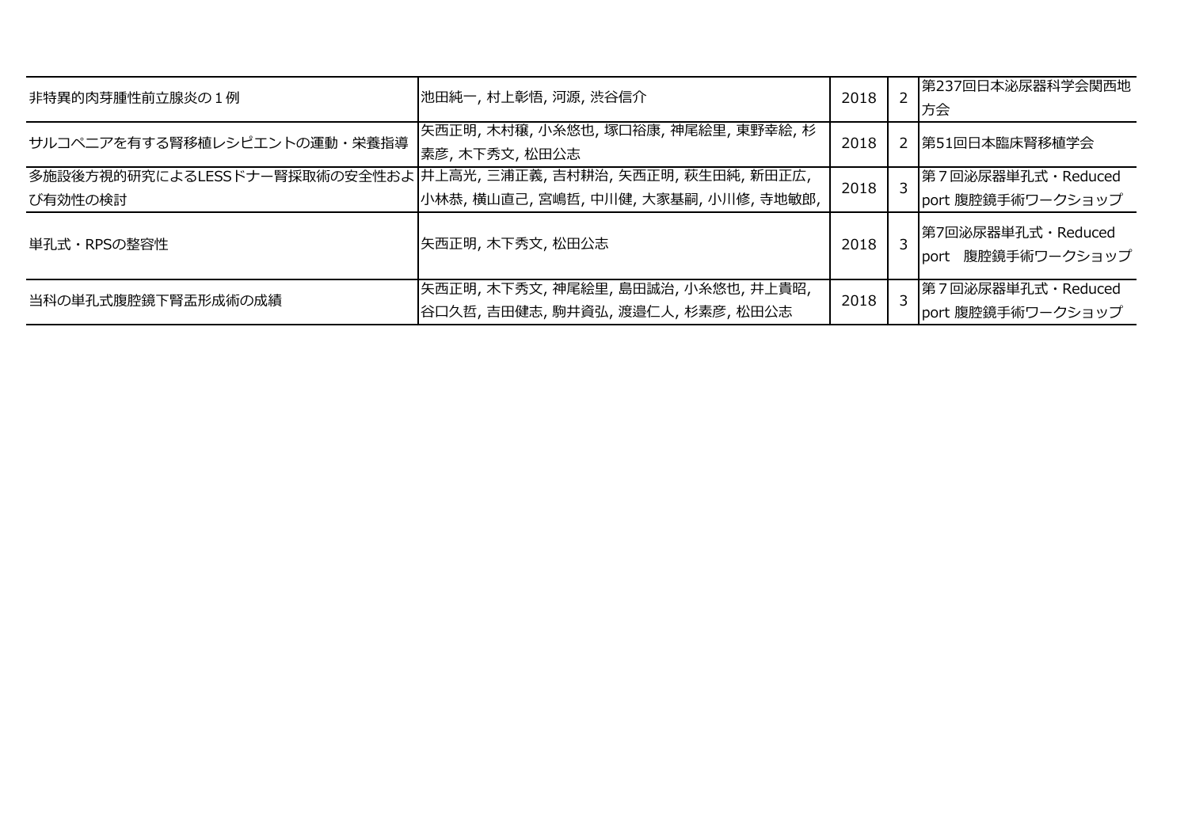| | | | | |
|---|---|---|---|---|
| 非特異的肉芽腫性前立腺炎の１例 | 池田純一, 村上彰悟, 河源, 渋谷信介 | 2018 | 2 | 第237回日本泌尿器科学会関西地方会 |
| サルコペニアを有する腎移植レシピエントの運動・栄養指導 | 矢西正明, 木村穣, 小糸悠也, 塚口裕康, 神尾絵里, 東野幸絵, 杉素彦, 木下秀文, 松田公志 | 2018 | 2 | 第51回日本臨床腎移植学会 |
| 多施設後方視的研究によるLESSドナー腎採取術の安全性および有効性の検討 | 井上高光, 三浦正義, 吉村耕治, 矢西正明, 萩生田純, 新田正広, 小林恭, 横山直己, 宮嶋哲, 中川健, 大家基嗣, 小川修, 寺地敏郎, | 2018 | 3 | 第７回泌尿器単孔式・Reduced port 腹腔鏡手術ワークショップ |
| 単孔式・RPSの整容性 | 矢西正明, 木下秀文, 松田公志 | 2018 | 3 | 第7回泌尿器単孔式・Reduced port　腹腔鏡手術ワークショップ |
| 当科の単孔式腹腔鏡下腎盂形成術の成績 | 矢西正明, 木下秀文, 神尾絵里, 島田誠治, 小糸悠也, 井上貴昭, 谷口久哲, 吉田健志, 駒井資弘, 渡邉仁人, 杉素彦, 松田公志 | 2018 | 3 | 第７回泌尿器単孔式・Reduced port 腹腔鏡手術ワークショップ |